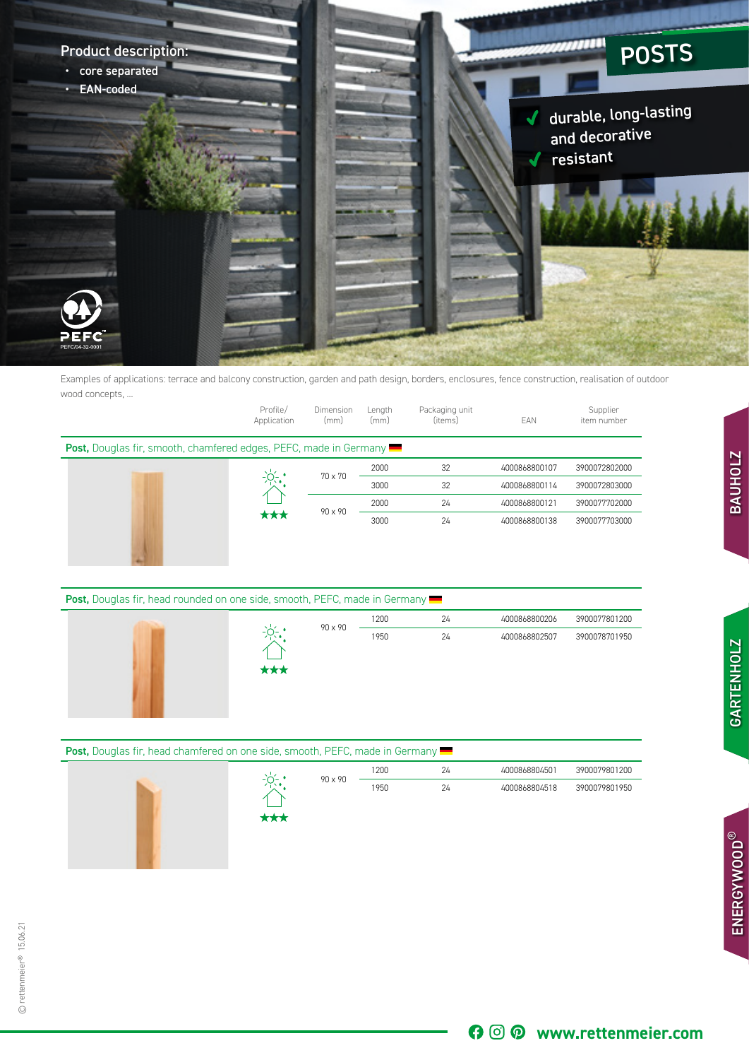# POSTS

✔ durable, long-lasting and decorative
✔ resistant

**Product description:**

- core separated
- EAN-coded

Examples of applications: terrace and balcony construction, garden and path design, borders, enclosures, fence construction, realisation of outdoor wood concepts, ...

| | Profile/ Application | Dimension (mm) | Length (mm) | Packaging unit (items) | EAN | Supplier item number |
|---|---|---|---|---|---|---|
| **Post,** Douglas fir, smooth, chamfered edges, PEFC, made in Germany | | | | | | |
| | ★★★ | 70 x 70 | 2000 | 32 | 4000868800107 | 3900072802000 |
| | | | 3000 | 32 | 4000868800114 | 3900072803000 |
| | | 90 x 90 | 2000 | 24 | 4000868800121 | 3900077702000 |
| | | | 3000 | 24 | 4000868800138 | 3900077703000 |
| **Post,** Douglas fir, head rounded on one side, smooth, PEFC, made in Germany | | | | | | |
| | ★★★ | 90 x 90 | 1200 | 24 | 4000868800206 | 3900077801200 |
| | | | 1950 | 24 | 4000868802507 | 3900078701950 |
| **Post,** Douglas fir, head chamfered on one side, smooth, PEFC, made in Germany | | | | | | |
| | ★★★ | 90 x 90 | 1200 | 24 | 4000868804501 | 3900079801200 |
| | | | 1950 | 24 | 4000868804518 | 3900079801950 |

BAUHOLZ

GARTENHOLZ

ENERGYWOOD®

© rettenmeier® 15.06.21

www.rettenmeier.com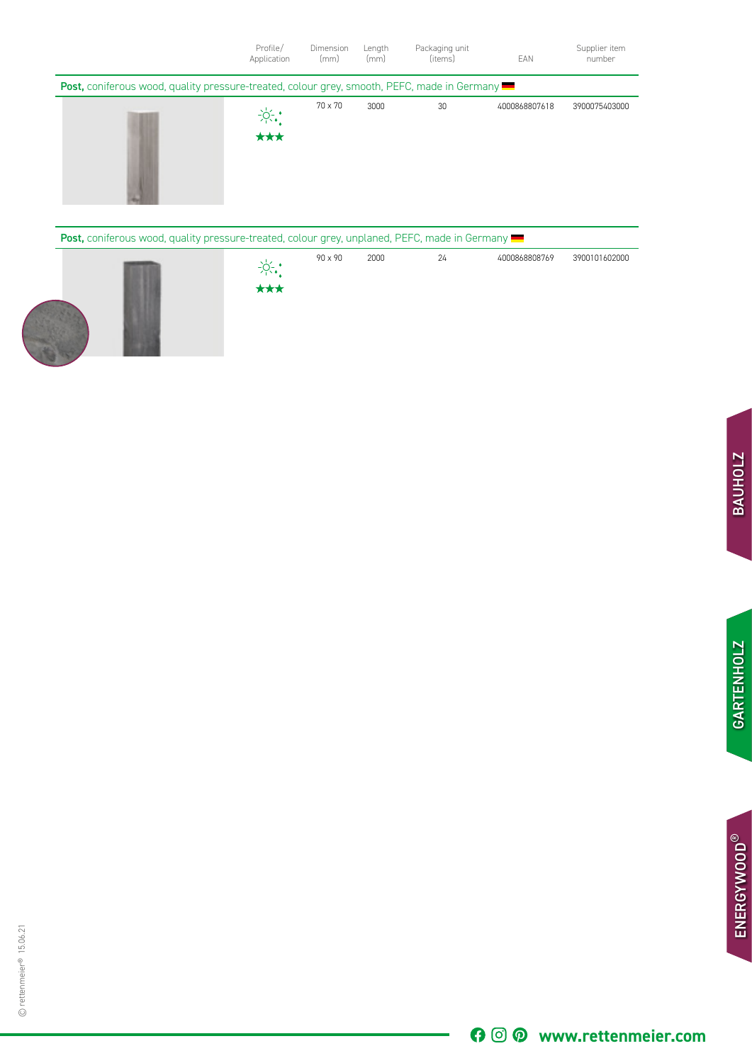| | Profile/ Application | Dimension (mm) | Length (mm) | Packaging unit (items) | EAN | Supplier item number |
|---|---|---|---|---|---|---|
| **Post,** coniferous wood, quality pressure-treated, colour grey, smooth, PEFC, made in Germany | | | | | | |
| | ★★★ | 70 x 70 | 3000 | 30 | 4000868807618 | 3900075403000 |
| **Post,** coniferous wood, quality pressure-treated, colour grey, unplaned, PEFC, made in Germany | | | | | | |
| | ★★★ | 90 x 90 | 2000 | 24 | 4000868808769 | 3900101602000 |

BAUHOLZ

GARTENHOLZ

ENERGYWOOD®

© rettenmeier® 15.06.21

www.rettenmeier.com